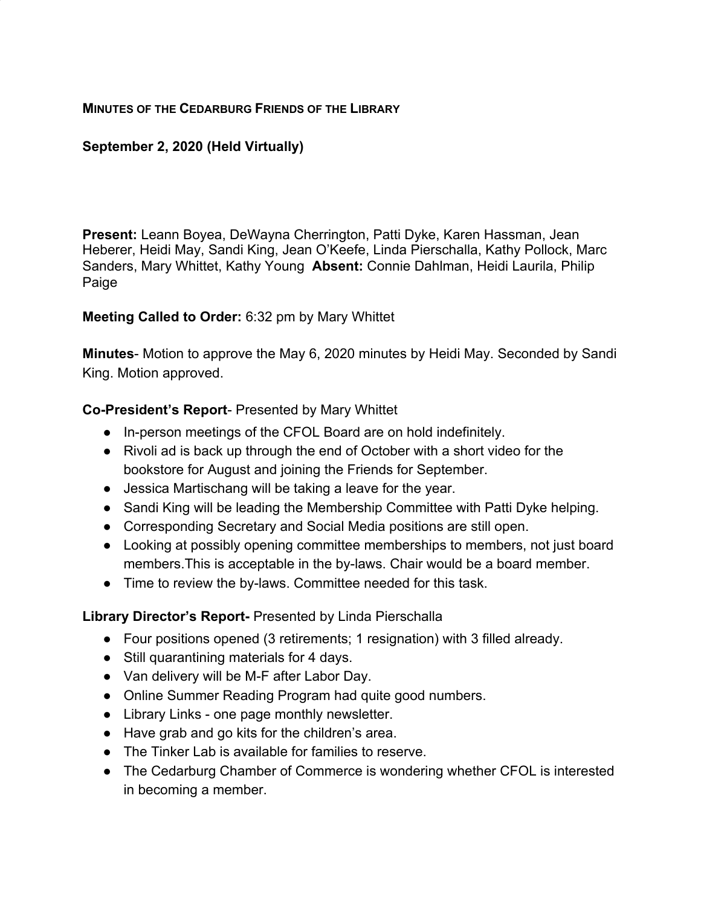**MINUTES OF THE CEDARBURG FRIENDS OF THE LIBRARY**

**September 2, 2020 (Held Virtually)**

**Present:** Leann Boyea, DeWayna Cherrington, Patti Dyke, Karen Hassman, Jean Heberer, Heidi May, Sandi King, Jean O'Keefe, Linda Pierschalla, Kathy Pollock, Marc Sanders, Mary Whittet, Kathy Young **Absent:** Connie Dahlman, Heidi Laurila, Philip Paige

**Meeting Called to Order:** 6:32 pm by Mary Whittet

**Minutes**- Motion to approve the May 6, 2020 minutes by Heidi May. Seconded by Sandi King. Motion approved.

**Co-President's Report**- Presented by Mary Whittet

- In-person meetings of the CFOL Board are on hold indefinitely.
- Rivoli ad is back up through the end of October with a short video for the bookstore for August and joining the Friends for September.
- Jessica Martischang will be taking a leave for the year.
- Sandi King will be leading the Membership Committee with Patti Dyke helping.
- Corresponding Secretary and Social Media positions are still open.
- Looking at possibly opening committee memberships to members, not just board members.This is acceptable in the by-laws. Chair would be a board member.
- Time to review the by-laws. Committee needed for this task.

**Library Director's Report-** Presented by Linda Pierschalla

- Four positions opened (3 retirements; 1 resignation) with 3 filled already.
- Still quarantining materials for 4 days.
- Van delivery will be M-F after Labor Day.
- Online Summer Reading Program had quite good numbers.
- Library Links - one page monthly newsletter.
- Have grab and go kits for the children's area.
- The Tinker Lab is available for families to reserve.
- The Cedarburg Chamber of Commerce is wondering whether CFOL is interested in becoming a member.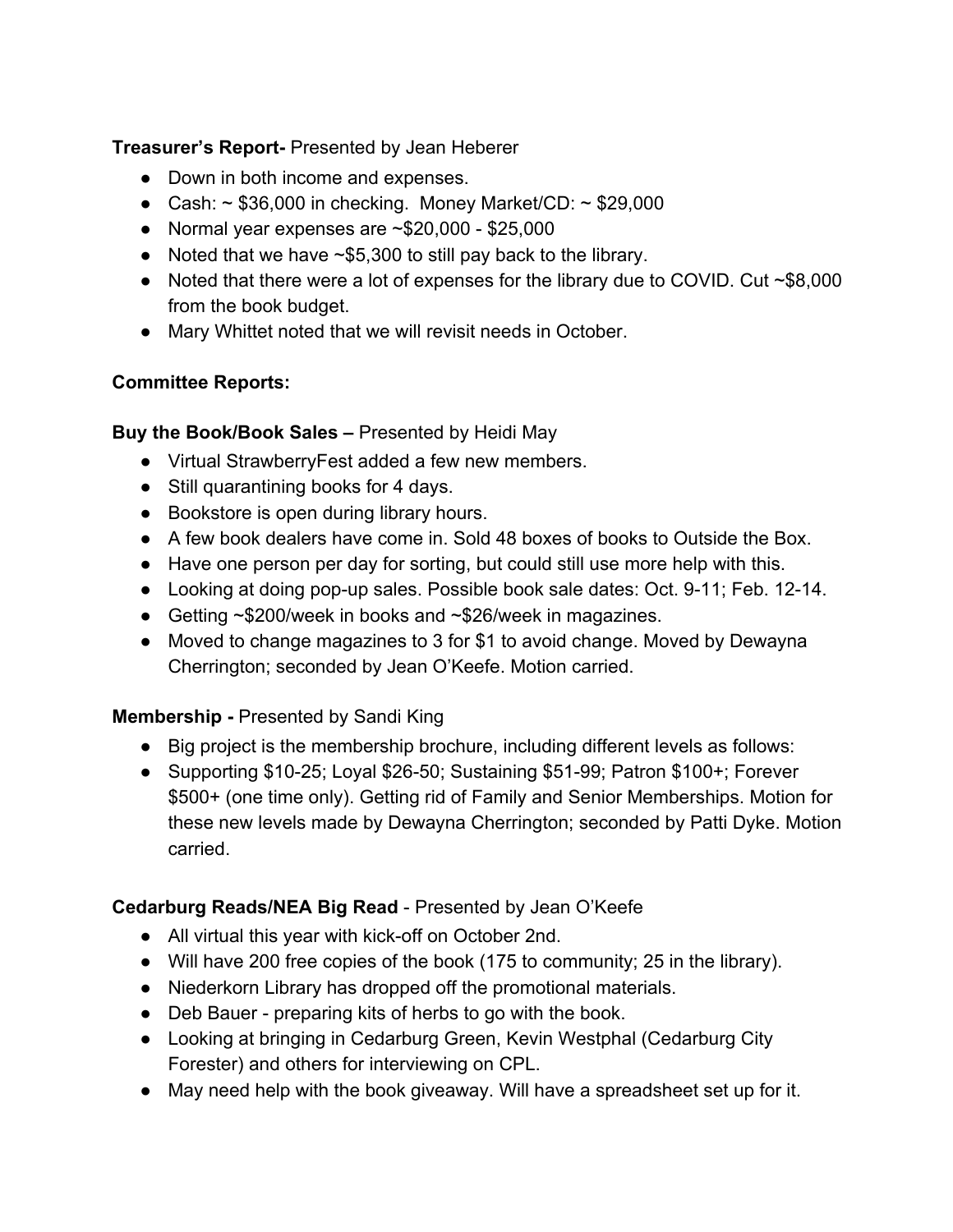**Treasurer's Report-** Presented by Jean Heberer

- Down in both income and expenses.
- Cash: ~ $36,000 in checking. Money Market/CD: ~ $29,000
- Normal year expenses are ~$20,000 - $25,000
- Noted that we have ~$5,300 to still pay back to the library.
- Noted that there were a lot of expenses for the library due to COVID. Cut ~$8,000 from the book budget.
- Mary Whittet noted that we will revisit needs in October.

**Committee Reports:**

**Buy the Book/Book Sales –** Presented by Heidi May

- Virtual StrawberryFest added a few new members.
- Still quarantining books for 4 days.
- Bookstore is open during library hours.
- A few book dealers have come in. Sold 48 boxes of books to Outside the Box.
- Have one person per day for sorting, but could still use more help with this.
- Looking at doing pop-up sales. Possible book sale dates: Oct. 9-11; Feb. 12-14.
- Getting ~$200/week in books and ~$26/week in magazines.
- Moved to change magazines to 3 for $1 to avoid change. Moved by Dewayna Cherrington; seconded by Jean O'Keefe. Motion carried.

**Membership -** Presented by Sandi King

- Big project is the membership brochure, including different levels as follows:
- Supporting $10-25; Loyal $26-50; Sustaining $51-99; Patron $100+; Forever $500+ (one time only). Getting rid of Family and Senior Memberships. Motion for these new levels made by Dewayna Cherrington; seconded by Patti Dyke. Motion carried.

**Cedarburg Reads/NEA Big Read** - Presented by Jean O'Keefe

- All virtual this year with kick-off on October 2nd.
- Will have 200 free copies of the book (175 to community; 25 in the library).
- Niederkorn Library has dropped off the promotional materials.
- Deb Bauer - preparing kits of herbs to go with the book.
- Looking at bringing in Cedarburg Green, Kevin Westphal (Cedarburg City Forester) and others for interviewing on CPL.
- May need help with the book giveaway. Will have a spreadsheet set up for it.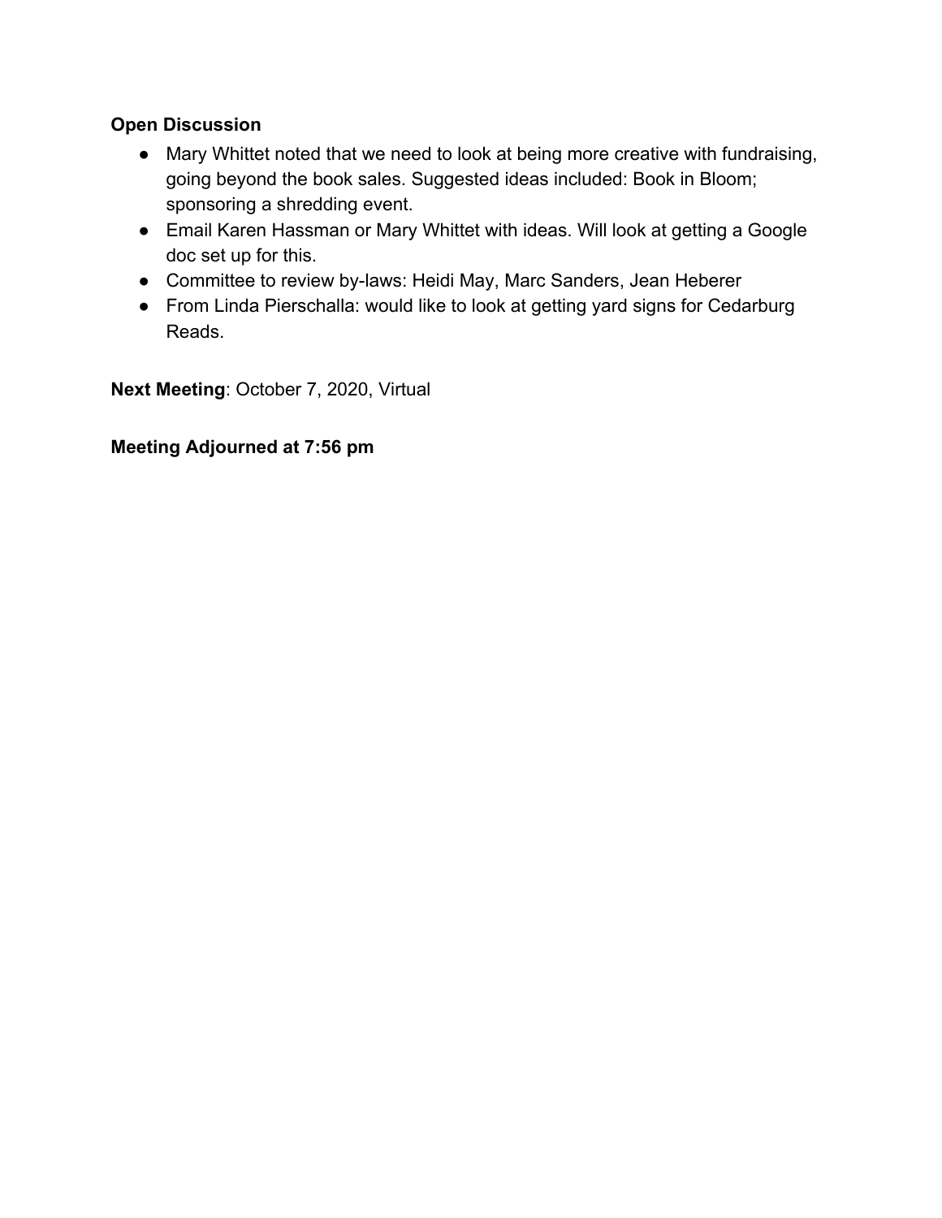**Open Discussion**

- Mary Whittet noted that we need to look at being more creative with fundraising, going beyond the book sales. Suggested ideas included: Book in Bloom; sponsoring a shredding event.
- Email Karen Hassman or Mary Whittet with ideas. Will look at getting a Google doc set up for this.
- Committee to review by-laws: Heidi May, Marc Sanders, Jean Heberer
- From Linda Pierschalla: would like to look at getting yard signs for Cedarburg Reads.

**Next Meeting**: October 7, 2020, Virtual

**Meeting Adjourned at 7:56 pm**